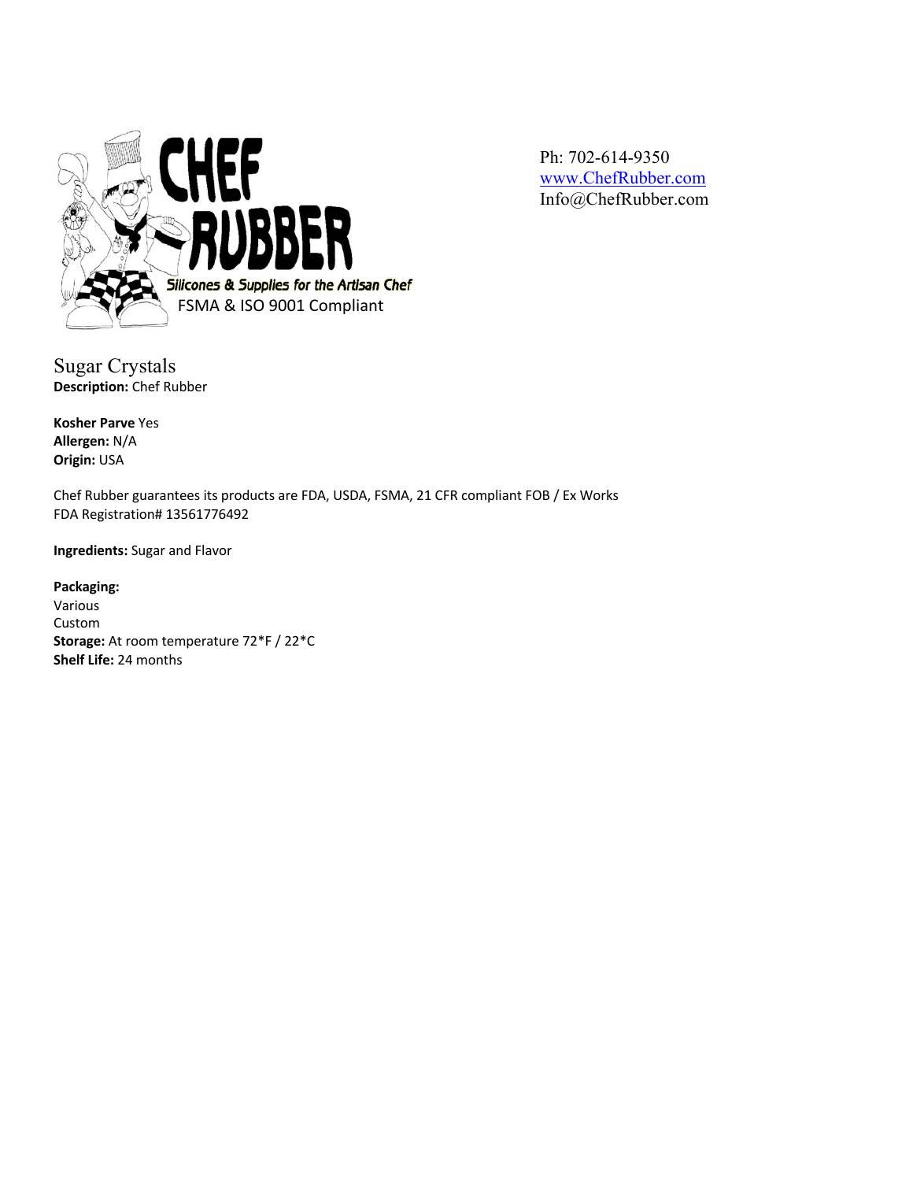CHEF RUBBER

*Silicones & Supplies for the Artisan Chef*

FSMA & ISO 9001 Compliant

Ph: 702-614-9350
[www.ChefRubber.com](http://www.ChefRubber.com)
Info@ChefRubber.com

# Sugar Crystals

**Description:** Chef Rubber

**Kosher Parve** Yes
**Allergen:** N/A
**Origin:** USA

Chef Rubber guarantees its products are FDA, USDA, FSMA, 21 CFR compliant FOB / Ex Works
FDA Registration# 13561776492

**Ingredients:** Sugar and Flavor

**Packaging:**
Various
Custom
**Storage:** At room temperature 72*F / 22*C
**Shelf Life:** 24 months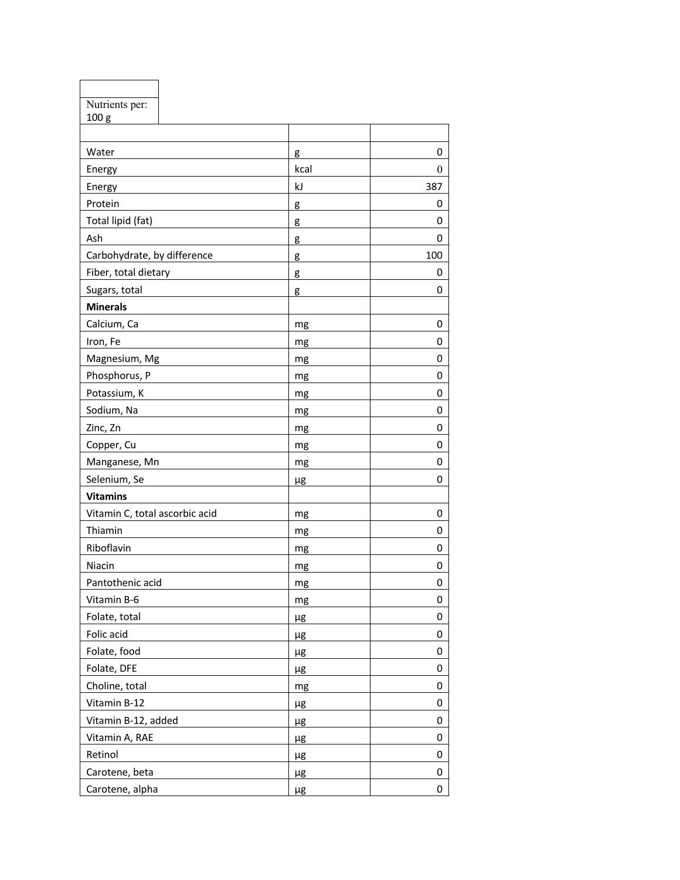| Nutrients per: 100 g | | |
|---|---|---|
| | | |
| Water | g | 0 |
| Energy | kcal | 0 |
| Energy | kJ | 387 |
| Protein | g | 0 |
| Total lipid (fat) | g | 0 |
| Ash | g | 0 |
| Carbohydrate, by difference | g | 100 |
| Fiber, total dietary | g | 0 |
| Sugars, total | g | 0 |
| **Minerals** | | |
| Calcium, Ca | mg | 0 |
| Iron, Fe | mg | 0 |
| Magnesium, Mg | mg | 0 |
| Phosphorus, P | mg | 0 |
| Potassium, K | mg | 0 |
| Sodium, Na | mg | 0 |
| Zinc, Zn | mg | 0 |
| Copper, Cu | mg | 0 |
| Manganese, Mn | mg | 0 |
| Selenium, Se | µg | 0 |
| **Vitamins** | | |
| Vitamin C, total ascorbic acid | mg | 0 |
| Thiamin | mg | 0 |
| Riboflavin | mg | 0 |
| Niacin | mg | 0 |
| Pantothenic acid | mg | 0 |
| Vitamin B-6 | mg | 0 |
| Folate, total | µg | 0 |
| Folic acid | µg | 0 |
| Folate, food | µg | 0 |
| Folate, DFE | µg | 0 |
| Choline, total | mg | 0 |
| Vitamin B-12 | µg | 0 |
| Vitamin B-12, added | µg | 0 |
| Vitamin A, RAE | µg | 0 |
| Retinol | µg | 0 |
| Carotene, beta | µg | 0 |
| Carotene, alpha | µg | 0 |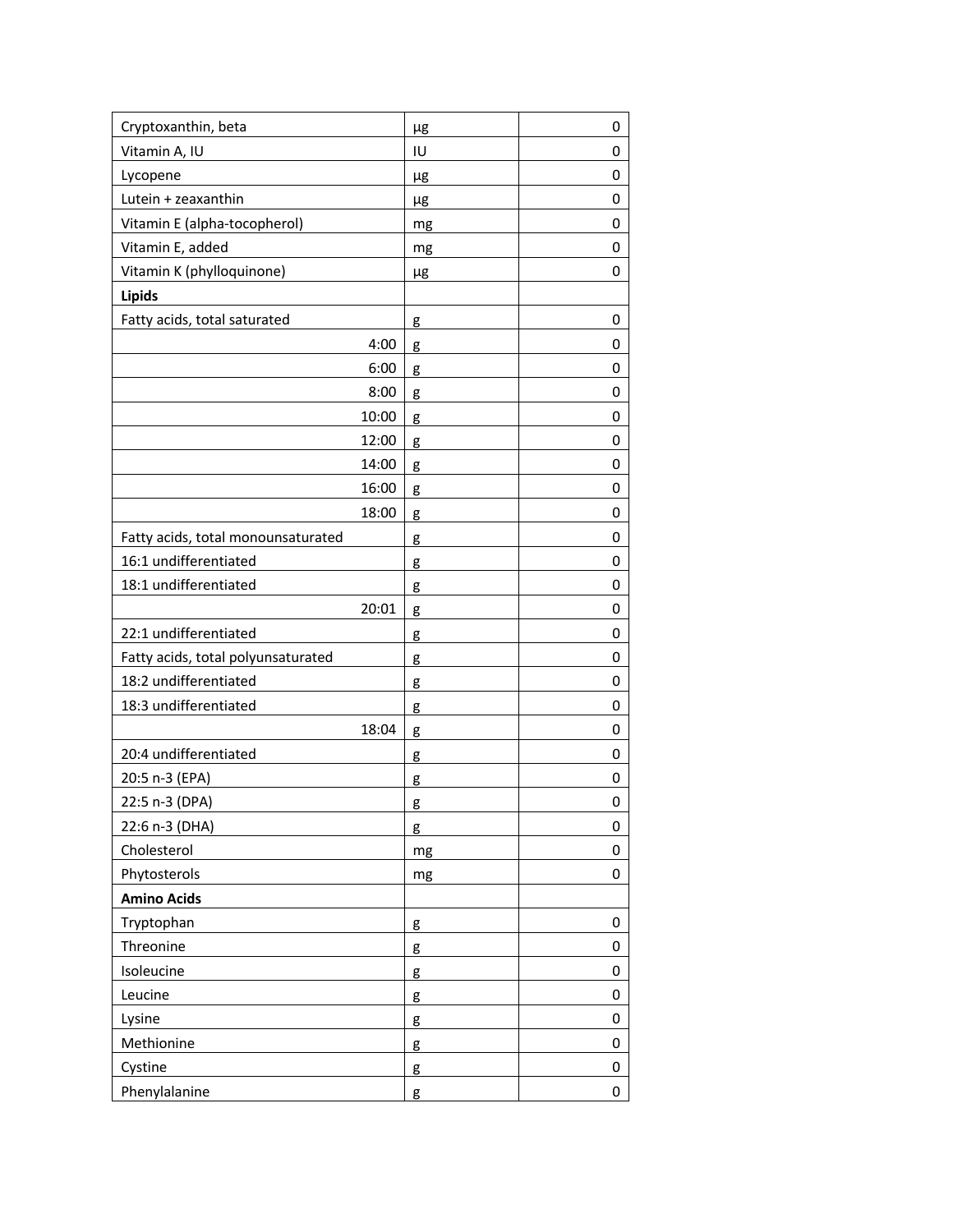| | | |
|---|---|---|
| Cryptoxanthin, beta | µg | 0 |
| Vitamin A, IU | IU | 0 |
| Lycopene | µg | 0 |
| Lutein + zeaxanthin | µg | 0 |
| Vitamin E (alpha-tocopherol) | mg | 0 |
| Vitamin E, added | mg | 0 |
| Vitamin K (phylloquinone) | µg | 0 |
| **Lipids** | | |
| Fatty acids, total saturated | g | 0 |
| 4:00 | g | 0 |
| 6:00 | g | 0 |
| 8:00 | g | 0 |
| 10:00 | g | 0 |
| 12:00 | g | 0 |
| 14:00 | g | 0 |
| 16:00 | g | 0 |
| 18:00 | g | 0 |
| Fatty acids, total monounsaturated | g | 0 |
| 16:1 undifferentiated | g | 0 |
| 18:1 undifferentiated | g | 0 |
| 20:01 | g | 0 |
| 22:1 undifferentiated | g | 0 |
| Fatty acids, total polyunsaturated | g | 0 |
| 18:2 undifferentiated | g | 0 |
| 18:3 undifferentiated | g | 0 |
| 18:04 | g | 0 |
| 20:4 undifferentiated | g | 0 |
| 20:5 n-3 (EPA) | g | 0 |
| 22:5 n-3 (DPA) | g | 0 |
| 22:6 n-3 (DHA) | g | 0 |
| Cholesterol | mg | 0 |
| Phytosterols | mg | 0 |
| **Amino Acids** | | |
| Tryptophan | g | 0 |
| Threonine | g | 0 |
| Isoleucine | g | 0 |
| Leucine | g | 0 |
| Lysine | g | 0 |
| Methionine | g | 0 |
| Cystine | g | 0 |
| Phenylalanine | g | 0 |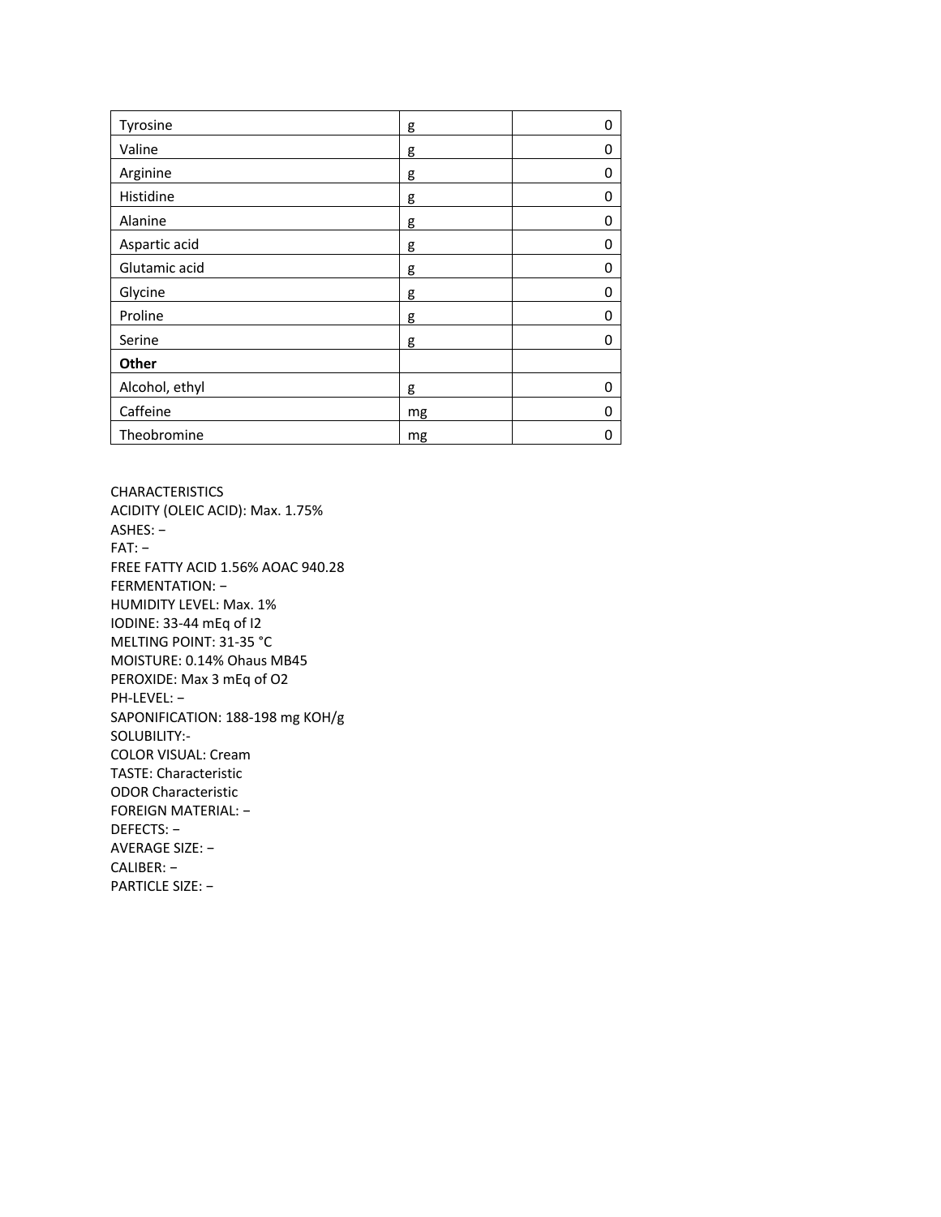| Tyrosine | g | 0 |
|---|---|---|
| Valine | g | 0 |
| Arginine | g | 0 |
| Histidine | g | 0 |
| Alanine | g | 0 |
| Aspartic acid | g | 0 |
| Glutamic acid | g | 0 |
| Glycine | g | 0 |
| Proline | g | 0 |
| Serine | g | 0 |
| **Other** | | |
| Alcohol, ethyl | g | 0 |
| Caffeine | mg | 0 |
| Theobromine | mg | 0 |

CHARACTERISTICS
ACIDITY (OLEIC ACID): Max. 1.75%
ASHES: –
FAT: –
FREE FATTY ACID 1.56% AOAC 940.28
FERMENTATION: –
HUMIDITY LEVEL: Max. 1%
IODINE: 33-44 mEq of I2
MELTING POINT: 31-35 °C
MOISTURE: 0.14% Ohaus MB45
PEROXIDE: Max 3 mEq of O2
PH-LEVEL: –
SAPONIFICATION: 188-198 mg KOH/g
SOLUBILITY:-
COLOR VISUAL: Cream
TASTE: Characteristic
ODOR Characteristic
FOREIGN MATERIAL: –
DEFECTS: –
AVERAGE SIZE: –
CALIBER: –
PARTICLE SIZE: –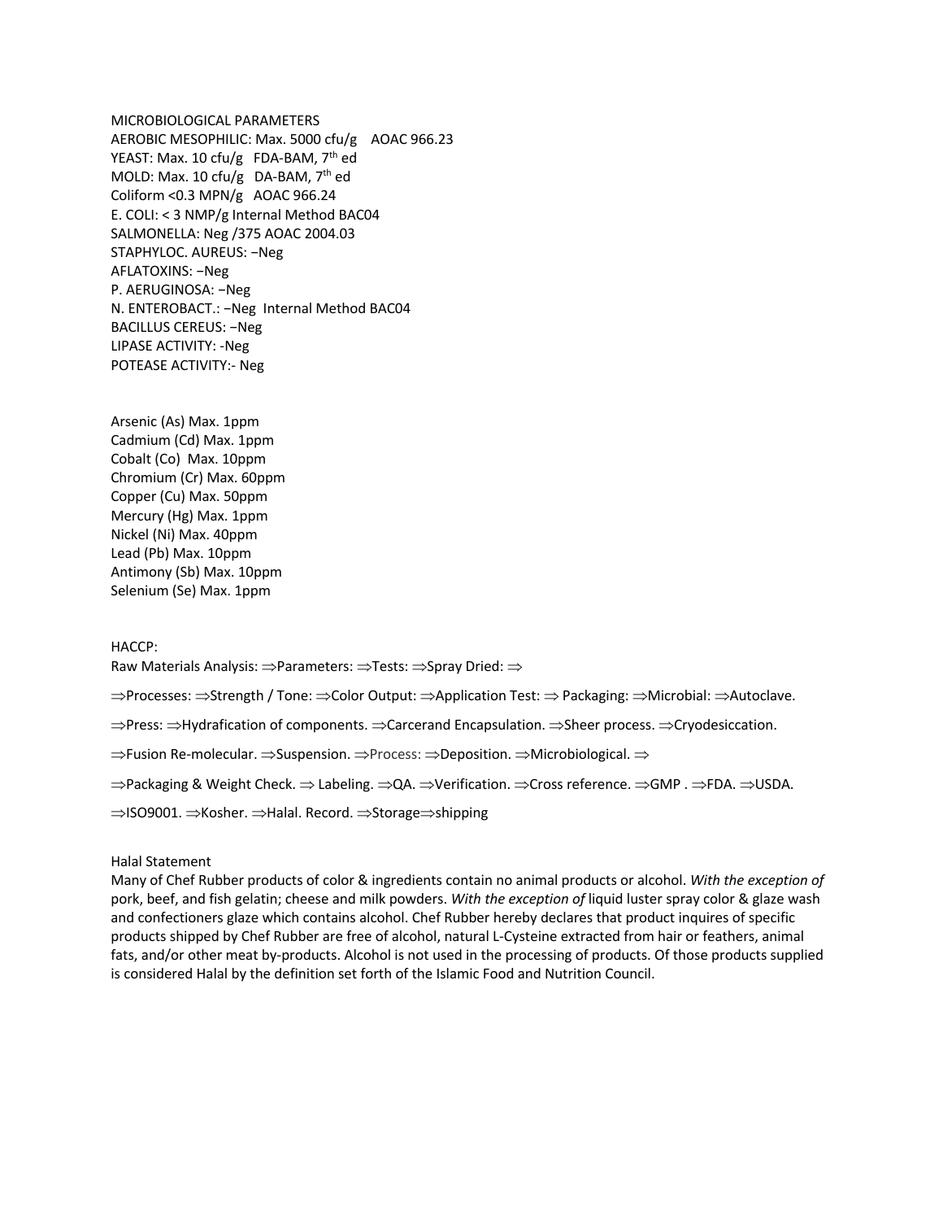MICROBIOLOGICAL PARAMETERS

AEROBIC MESOPHILIC: Max. 5000 cfu/g AOAC 966.23
YEAST: Max. 10 cfu/g FDA-BAM, 7th ed
MOLD: Max. 10 cfu/g DA-BAM, 7th ed
Coliform <0.3 MPN/g AOAC 966.24
E. COLI: < 3 NMP/g Internal Method BAC04
SALMONELLA: Neg /375 AOAC 2004.03
STAPHYLOC. AUREUS: −Neg
AFLATOXINS: −Neg
P. AERUGINOSA: −Neg
N. ENTEROBACT.: −Neg Internal Method BAC04
BACILLUS CEREUS: −Neg
LIPASE ACTIVITY: -Neg
POTEASE ACTIVITY:- Neg

Arsenic (As) Max. 1ppm
Cadmium (Cd) Max. 1ppm
Cobalt (Co) Max. 10ppm
Chromium (Cr) Max. 60ppm
Copper (Cu) Max. 50ppm
Mercury (Hg) Max. 1ppm
Nickel (Ni) Max. 40ppm
Lead (Pb) Max. 10ppm
Antimony (Sb) Max. 10ppm
Selenium (Se) Max. 1ppm

HACCP:

Raw Materials Analysis: ⇒Parameters: ⇒Tests: ⇒Spray Dried: ⇒

⇒Processes: ⇒Strength / Tone: ⇒Color Output: ⇒Application Test: ⇒ Packaging: ⇒Microbial: ⇒Autoclave.

⇒Press: ⇒Hydrafication of components. ⇒Carcerand Encapsulation. ⇒Sheer process. ⇒Cryodesiccation.

⇒Fusion Re-molecular. ⇒Suspension. ⇒Process: ⇒Deposition. ⇒Microbiological. ⇒

⇒Packaging & Weight Check. ⇒ Labeling. ⇒QA. ⇒Verification. ⇒Cross reference. ⇒GMP . ⇒FDA. ⇒USDA.

⇒ISO9001. ⇒Kosher. ⇒Halal. Record. ⇒Storage⇒shipping

Halal Statement

Many of Chef Rubber products of color & ingredients contain no animal products or alcohol. *With the exception of* pork, beef, and fish gelatin; cheese and milk powders. *With the exception of* liquid luster spray color & glaze wash and confectioners glaze which contains alcohol. Chef Rubber hereby declares that product inquires of specific products shipped by Chef Rubber are free of alcohol, natural L-Cysteine extracted from hair or feathers, animal fats, and/or other meat by-products. Alcohol is not used in the processing of products. Of those products supplied is considered Halal by the definition set forth of the Islamic Food and Nutrition Council.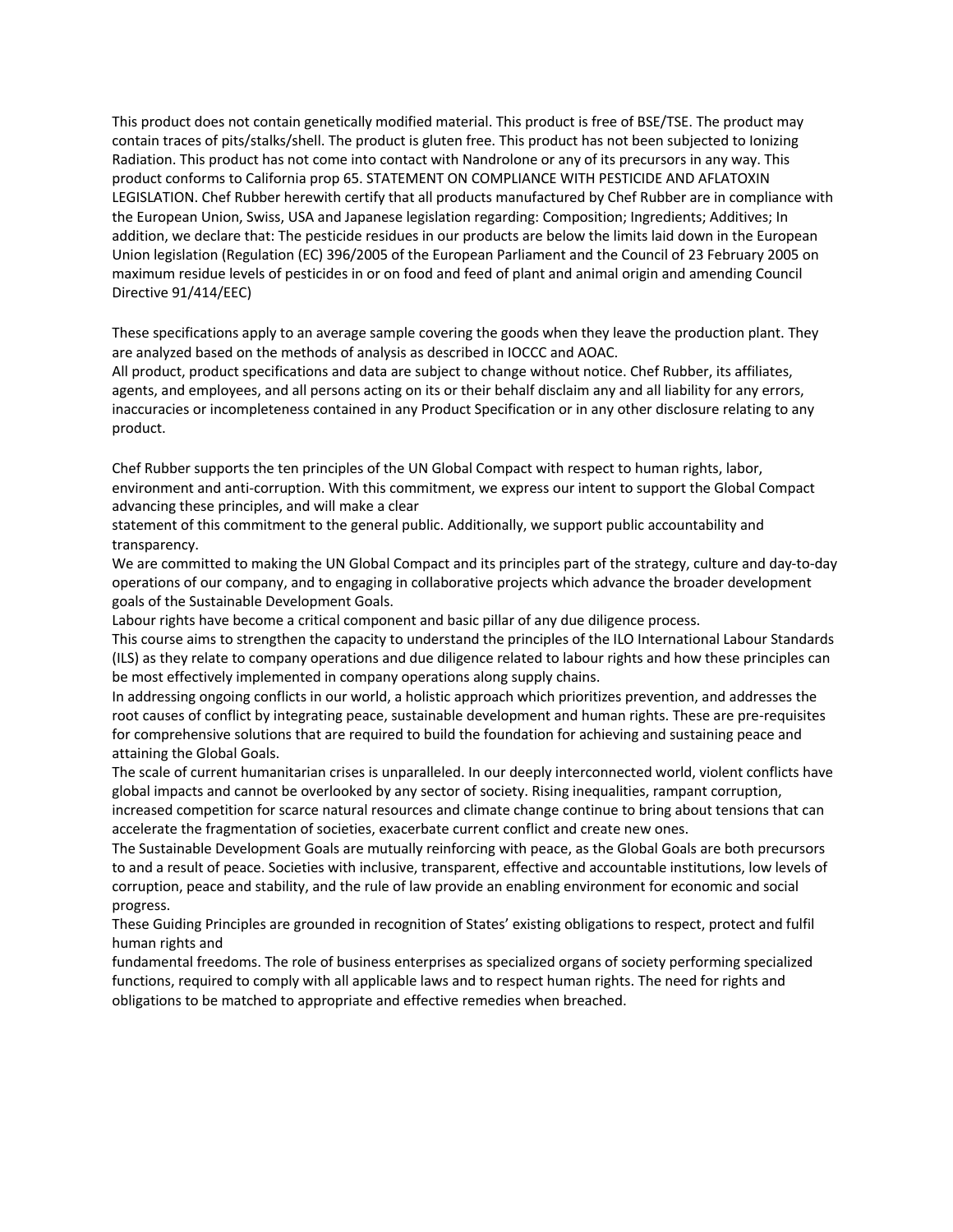This product does not contain genetically modified material. This product is free of BSE/TSE. The product may contain traces of pits/stalks/shell. The product is gluten free. This product has not been subjected to Ionizing Radiation. This product has not come into contact with Nandrolone or any of its precursors in any way. This product conforms to California prop 65. STATEMENT ON COMPLIANCE WITH PESTICIDE AND AFLATOXIN LEGISLATION. Chef Rubber herewith certify that all products manufactured by Chef Rubber are in compliance with the European Union, Swiss, USA and Japanese legislation regarding: Composition; Ingredients; Additives; In addition, we declare that: The pesticide residues in our products are below the limits laid down in the European Union legislation (Regulation (EC) 396/2005 of the European Parliament and the Council of 23 February 2005 on maximum residue levels of pesticides in or on food and feed of plant and animal origin and amending Council Directive 91/414/EEC)

These specifications apply to an average sample covering the goods when they leave the production plant. They are analyzed based on the methods of analysis as described in IOCCC and AOAC.
All product, product specifications and data are subject to change without notice. Chef Rubber, its affiliates, agents, and employees, and all persons acting on its or their behalf disclaim any and all liability for any errors, inaccuracies or incompleteness contained in any Product Specification or in any other disclosure relating to any product.

Chef Rubber supports the ten principles of the UN Global Compact with respect to human rights, labor, environment and anti-corruption. With this commitment, we express our intent to support the Global Compact advancing these principles, and will make a clear
statement of this commitment to the general public. Additionally, we support public accountability and transparency.
We are committed to making the UN Global Compact and its principles part of the strategy, culture and day-to-day operations of our company, and to engaging in collaborative projects which advance the broader development goals of the Sustainable Development Goals.
Labour rights have become a critical component and basic pillar of any due diligence process.
This course aims to strengthen the capacity to understand the principles of the ILO International Labour Standards (ILS) as they relate to company operations and due diligence related to labour rights and how these principles can be most effectively implemented in company operations along supply chains.
In addressing ongoing conflicts in our world, a holistic approach which prioritizes prevention, and addresses the root causes of conflict by integrating peace, sustainable development and human rights. These are pre-requisites for comprehensive solutions that are required to build the foundation for achieving and sustaining peace and attaining the Global Goals.
The scale of current humanitarian crises is unparalleled. In our deeply interconnected world, violent conflicts have global impacts and cannot be overlooked by any sector of society. Rising inequalities, rampant corruption, increased competition for scarce natural resources and climate change continue to bring about tensions that can accelerate the fragmentation of societies, exacerbate current conflict and create new ones.
The Sustainable Development Goals are mutually reinforcing with peace, as the Global Goals are both precursors to and a result of peace. Societies with inclusive, transparent, effective and accountable institutions, low levels of corruption, peace and stability, and the rule of law provide an enabling environment for economic and social progress.
These Guiding Principles are grounded in recognition of States' existing obligations to respect, protect and fulfil human rights and
fundamental freedoms. The role of business enterprises as specialized organs of society performing specialized functions, required to comply with all applicable laws and to respect human rights. The need for rights and obligations to be matched to appropriate and effective remedies when breached.